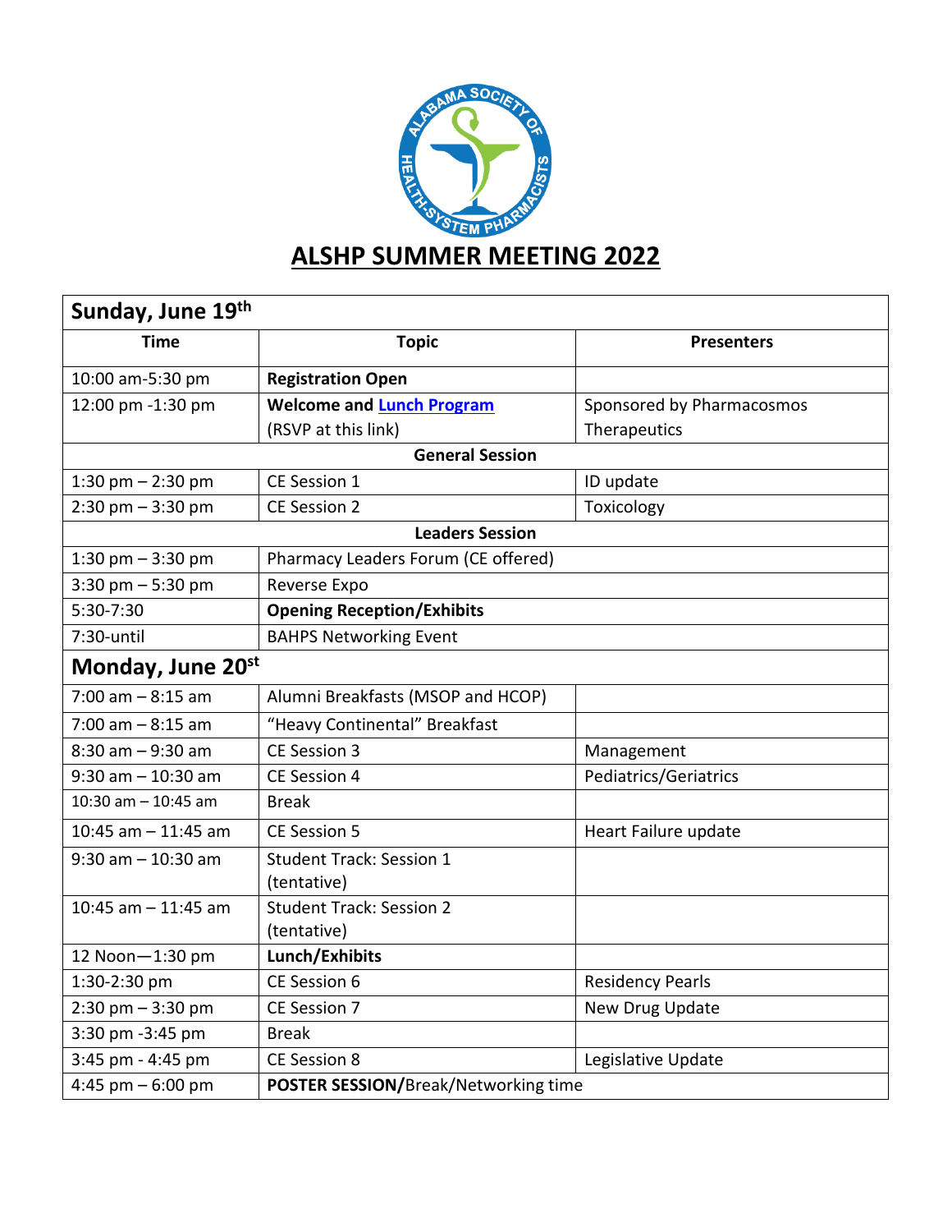# ALSHP SUMMER MEETING 2022

| Sunday, June 19th | | |
|---|---|---|
| **Time** | **Topic** | **Presenters** |
| 10:00 am-5:30 pm | **Registration Open** | |
| 12:00 pm -1:30 pm | **Welcome and Lunch Program** (RSVP at this link) | Sponsored by Pharmacosmos Therapeutics |
| **General Session** | | |
| 1:30 pm – 2:30 pm | CE Session 1 | ID update |
| 2:30 pm – 3:30 pm | CE Session 2 | Toxicology |
| **Leaders Session** | | |
| 1:30 pm – 3:30 pm | Pharmacy Leaders Forum (CE offered) | |
| 3:30 pm – 5:30 pm | Reverse Expo | |
| 5:30-7:30 | **Opening Reception/Exhibits** | |
| 7:30-until | BAHPS Networking Event | |
| **Monday, June 20st** | | |
| 7:00 am – 8:15 am | Alumni Breakfasts (MSOP and HCOP) | |
| 7:00 am – 8:15 am | "Heavy Continental" Breakfast | |
| 8:30 am – 9:30 am | CE Session 3 | Management |
| 9:30 am – 10:30 am | CE Session 4 | Pediatrics/Geriatrics |
| 10:30 am – 10:45 am | Break | |
| 10:45 am – 11:45 am | CE Session 5 | Heart Failure update |
| 9:30 am – 10:30 am | Student Track: Session 1 (tentative) | |
| 10:45 am – 11:45 am | Student Track: Session 2 (tentative) | |
| 12 Noon—1:30 pm | **Lunch/Exhibits** | |
| 1:30-2:30 pm | CE Session 6 | Residency Pearls |
| 2:30 pm – 3:30 pm | CE Session 7 | New Drug Update |
| 3:30 pm -3:45 pm | Break | |
| 3:45 pm - 4:45 pm | CE Session 8 | Legislative Update |
| 4:45 pm – 6:00 pm | **POSTER SESSION/**Break/Networking time | |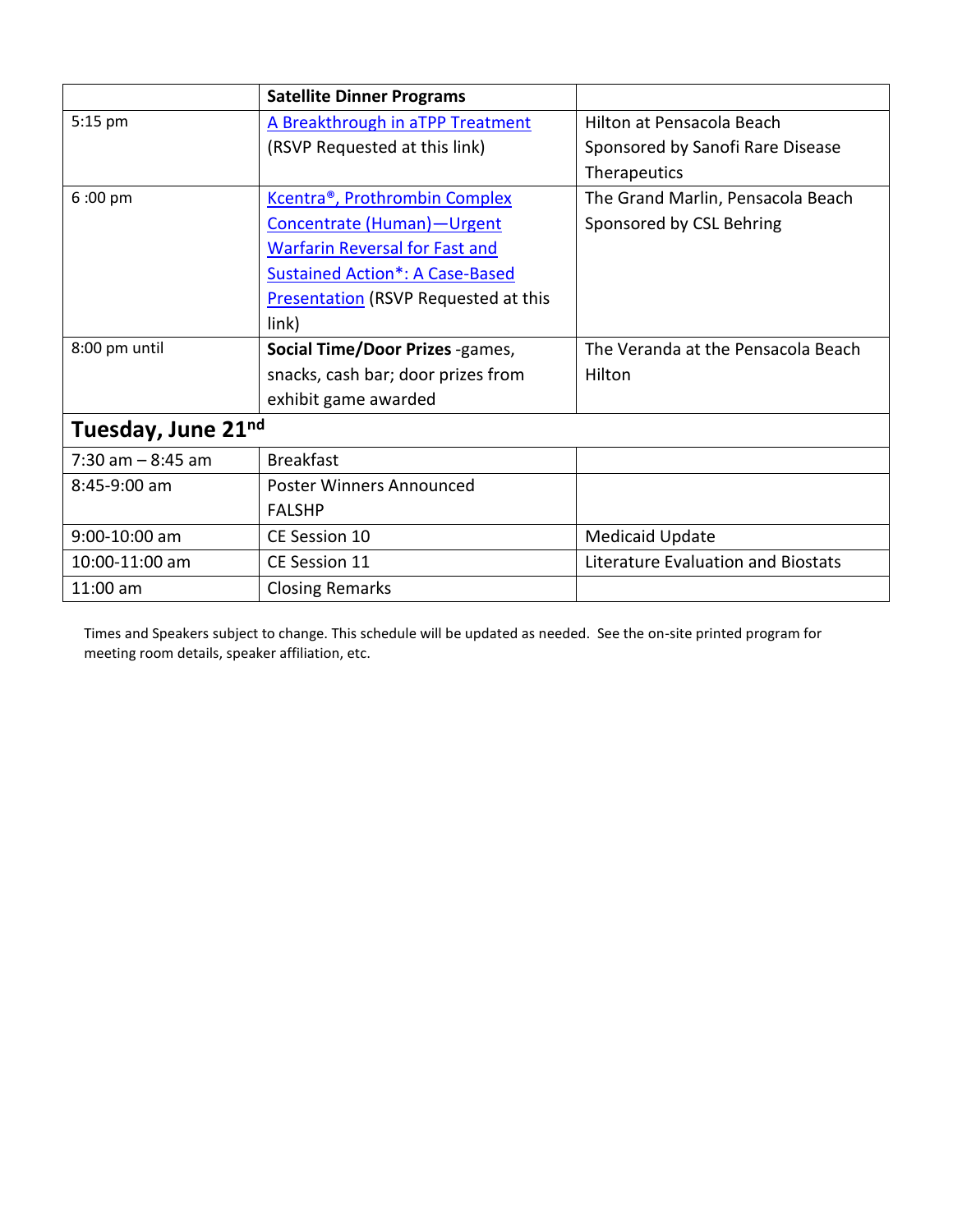| | | |
|---|---|---|
| | **Satellite Dinner Programs** | |
| 5:15 pm | A Breakthrough in aTPP Treatment (RSVP Requested at this link) | Hilton at Pensacola Beach Sponsored by Sanofi Rare Disease Therapeutics |
| 6 :00 pm | Kcentra®, Prothrombin Complex Concentrate (Human)—Urgent Warfarin Reversal for Fast and Sustained Action*: A Case-Based Presentation (RSVP Requested at this link) | The Grand Marlin, Pensacola Beach Sponsored by CSL Behring |
| 8:00 pm until | **Social Time/Door Prizes** -games, snacks, cash bar; door prizes from exhibit game awarded | The Veranda at the Pensacola Beach Hilton |
| **Tuesday, June 21nd** | | |
| 7:30 am – 8:45 am | Breakfast | |
| 8:45-9:00 am | Poster Winners Announced FALSHP | |
| 9:00-10:00 am | CE Session 10 | Medicaid Update |
| 10:00-11:00 am | CE Session 11 | Literature Evaluation and Biostats |
| 11:00 am | Closing Remarks | |

Times and Speakers subject to change. This schedule will be updated as needed. See the on-site printed program for meeting room details, speaker affiliation, etc.